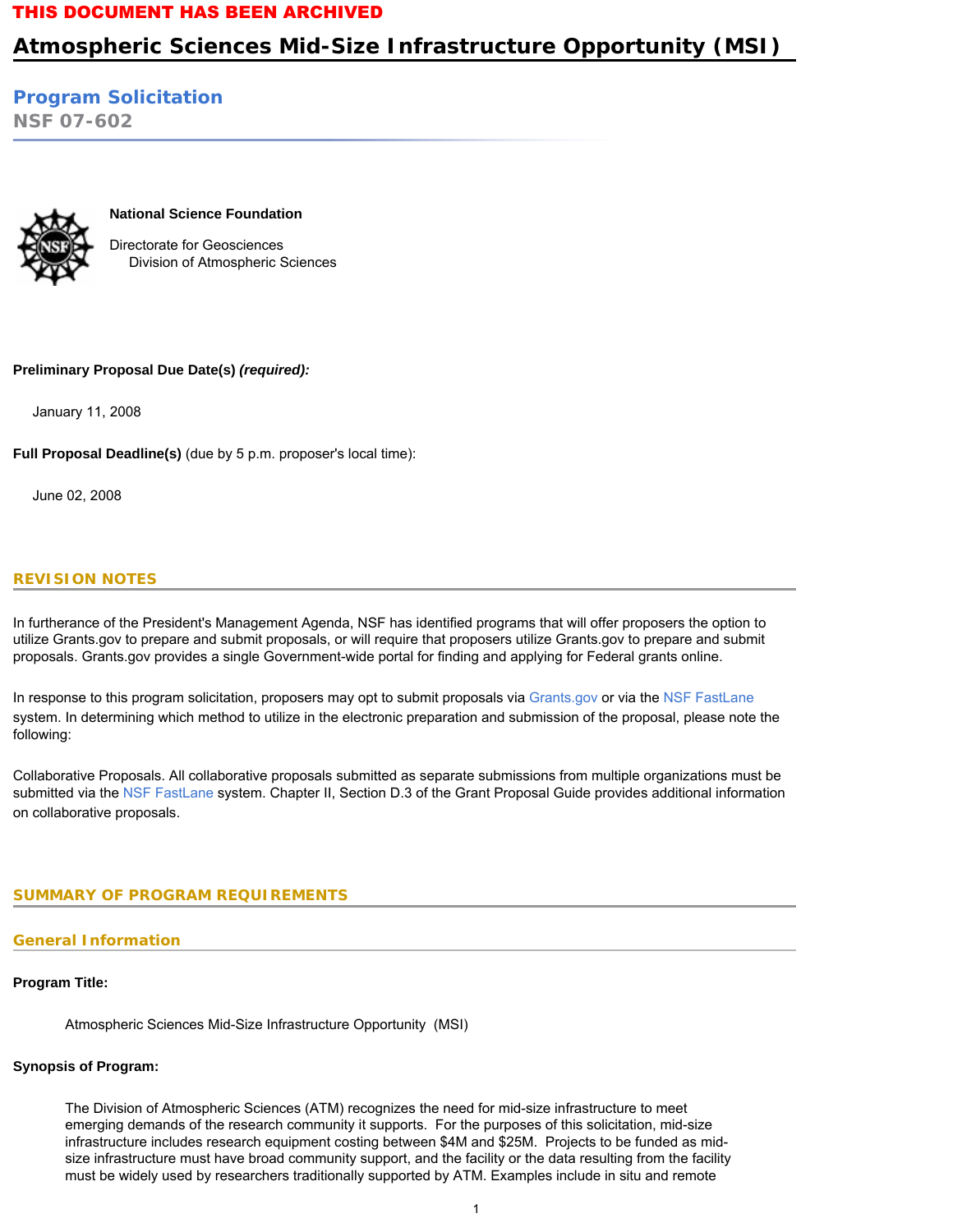THIS DOCUMENT HAS BEEN ARCHIVED

# Atmospheric Sciences Mid-Size Infrastructure Opportunity (MSI)

## Program Solicitation

NSF 07-602

**National Science Foundation**

Directorate for Geosciences
    Division of Atmospheric Sciences

**Preliminary Proposal Due Date(s)** ***(required):***

January 11, 2008

**Full Proposal Deadline(s)** (due by 5 p.m. proposer's local time):

June 02, 2008

## REVISION NOTES

In furtherance of the President's Management Agenda, NSF has identified programs that will offer proposers the option to utilize Grants.gov to prepare and submit proposals, or will require that proposers utilize Grants.gov to prepare and submit proposals. Grants.gov provides a single Government-wide portal for finding and applying for Federal grants online.

In response to this program solicitation, proposers may opt to submit proposals via Grants.gov or via the NSF FastLane system. In determining which method to utilize in the electronic preparation and submission of the proposal, please note the following:

Collaborative Proposals. All collaborative proposals submitted as separate submissions from multiple organizations must be submitted via the NSF FastLane system. Chapter II, Section D.3 of the Grant Proposal Guide provides additional information on collaborative proposals.

## SUMMARY OF PROGRAM REQUIREMENTS

### General Information

**Program Title:**

Atmospheric Sciences Mid-Size Infrastructure Opportunity (MSI)

**Synopsis of Program:**

The Division of Atmospheric Sciences (ATM) recognizes the need for mid-size infrastructure to meet emerging demands of the research community it supports. For the purposes of this solicitation, mid-size infrastructure includes research equipment costing between $4M and $25M. Projects to be funded as mid-size infrastructure must have broad community support, and the facility or the data resulting from the facility must be widely used by researchers traditionally supported by ATM. Examples include in situ and remote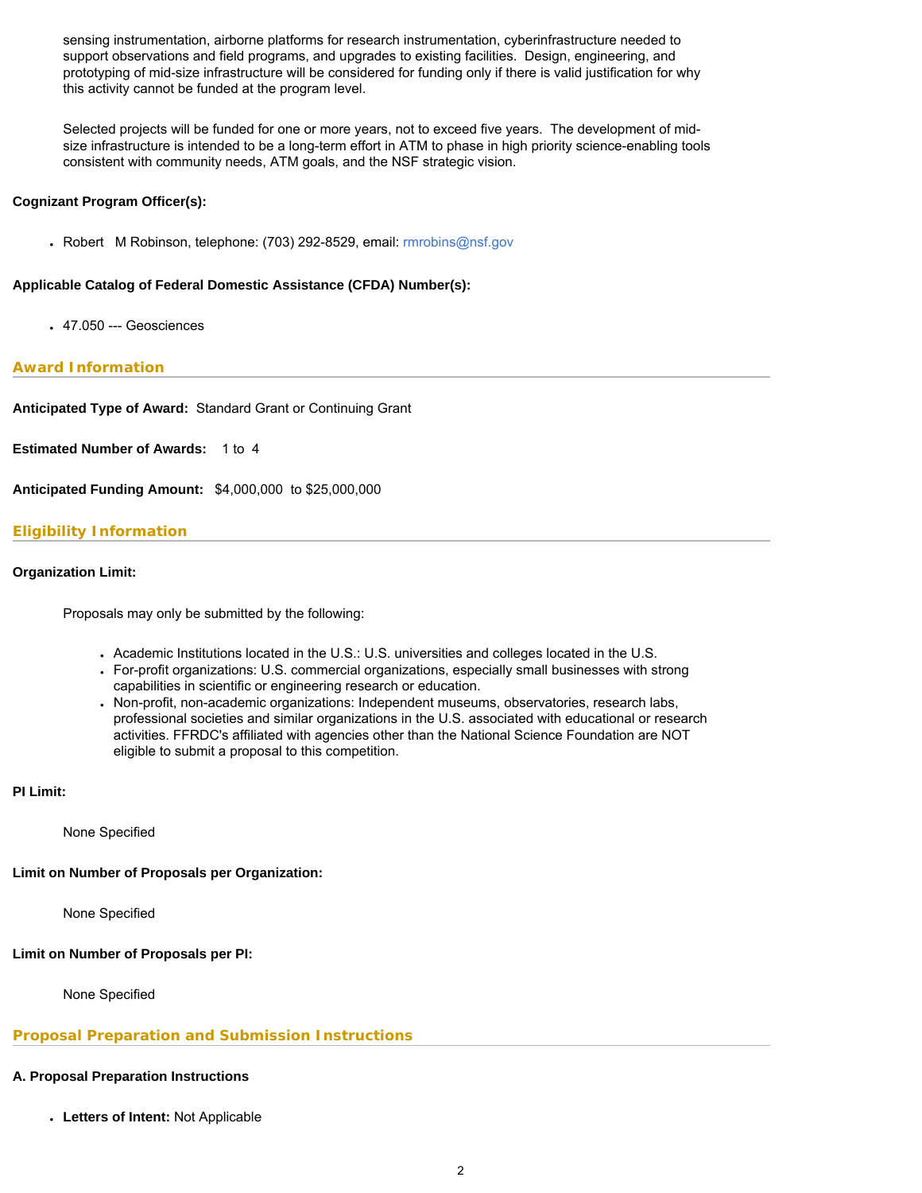sensing instrumentation, airborne platforms for research instrumentation, cyberinfrastructure needed to support observations and field programs, and upgrades to existing facilities. Design, engineering, and prototyping of mid-size infrastructure will be considered for funding only if there is valid justification for why this activity cannot be funded at the program level.

Selected projects will be funded for one or more years, not to exceed five years. The development of mid-size infrastructure is intended to be a long-term effort in ATM to phase in high priority science-enabling tools consistent with community needs, ATM goals, and the NSF strategic vision.

**Cognizant Program Officer(s):**

- Robert M Robinson, telephone: (703) 292-8529, email: rmrobins@nsf.gov

**Applicable Catalog of Federal Domestic Assistance (CFDA) Number(s):**

- 47.050 --- Geosciences

## Award Information

**Anticipated Type of Award:** Standard Grant or Continuing Grant

**Estimated Number of Awards:** 1 to 4

**Anticipated Funding Amount:** $4,000,000 to $25,000,000

## Eligibility Information

**Organization Limit:**

Proposals may only be submitted by the following:

- Academic Institutions located in the U.S.: U.S. universities and colleges located in the U.S.
- For-profit organizations: U.S. commercial organizations, especially small businesses with strong capabilities in scientific or engineering research or education.
- Non-profit, non-academic organizations: Independent museums, observatories, research labs, professional societies and similar organizations in the U.S. associated with educational or research activities. FFRDC's affiliated with agencies other than the National Science Foundation are NOT eligible to submit a proposal to this competition.

**PI Limit:**

None Specified

**Limit on Number of Proposals per Organization:**

None Specified

**Limit on Number of Proposals per PI:**

None Specified

## Proposal Preparation and Submission Instructions

**A. Proposal Preparation Instructions**

- **Letters of Intent:** Not Applicable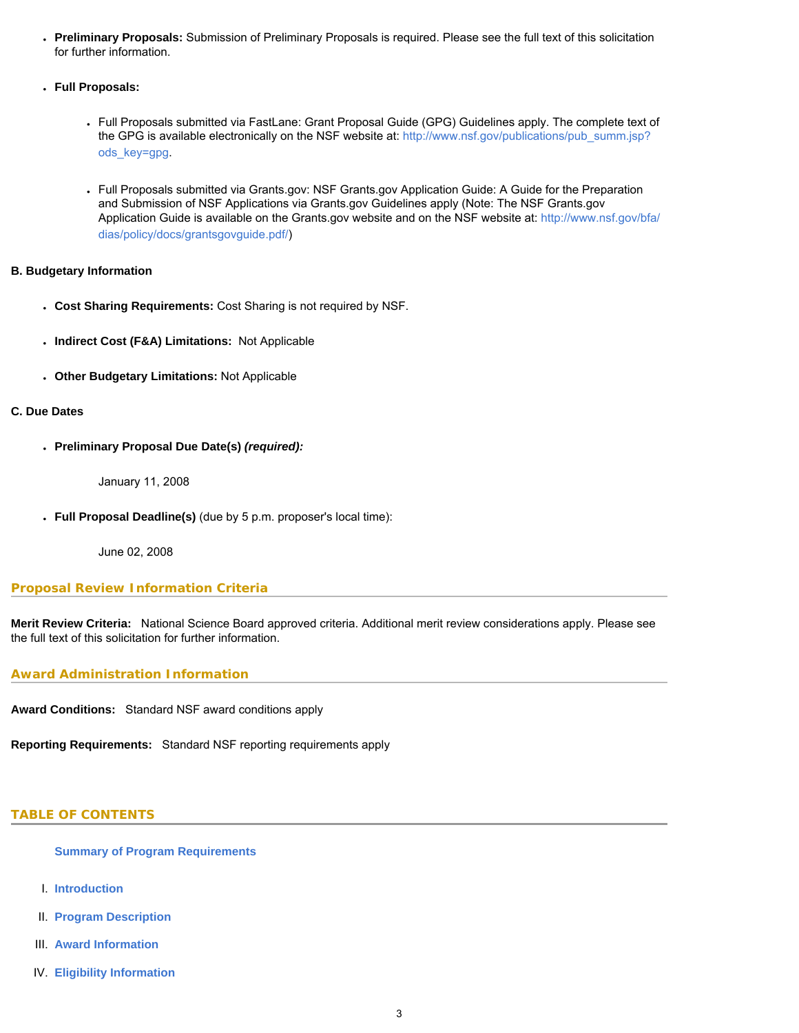- **Preliminary Proposals:** Submission of Preliminary Proposals is required. Please see the full text of this solicitation for further information.

- **Full Proposals:**

  - Full Proposals submitted via FastLane: Grant Proposal Guide (GPG) Guidelines apply. The complete text of the GPG is available electronically on the NSF website at: http://www.nsf.gov/publications/pub_summ.jsp?ods_key=gpg.

  - Full Proposals submitted via Grants.gov: NSF Grants.gov Application Guide: A Guide for the Preparation and Submission of NSF Applications via Grants.gov Guidelines apply (Note: The NSF Grants.gov Application Guide is available on the Grants.gov website and on the NSF website at: http://www.nsf.gov/bfa/dias/policy/docs/grantsgovguide.pdf/)

**B. Budgetary Information**

- **Cost Sharing Requirements:** Cost Sharing is not required by NSF.

- **Indirect Cost (F&A) Limitations:** Not Applicable

- **Other Budgetary Limitations:** Not Applicable

**C. Due Dates**

- **Preliminary Proposal Due Date(s)** ***(required):***

  January 11, 2008

- **Full Proposal Deadline(s)** (due by 5 p.m. proposer's local time):

  June 02, 2008

## Proposal Review Information Criteria

**Merit Review Criteria:** National Science Board approved criteria. Additional merit review considerations apply. Please see the full text of this solicitation for further information.

## Award Administration Information

**Award Conditions:** Standard NSF award conditions apply

**Reporting Requirements:** Standard NSF reporting requirements apply

## TABLE OF CONTENTS

**Summary of Program Requirements**

I. **Introduction**

II. **Program Description**

III. **Award Information**

IV. **Eligibility Information**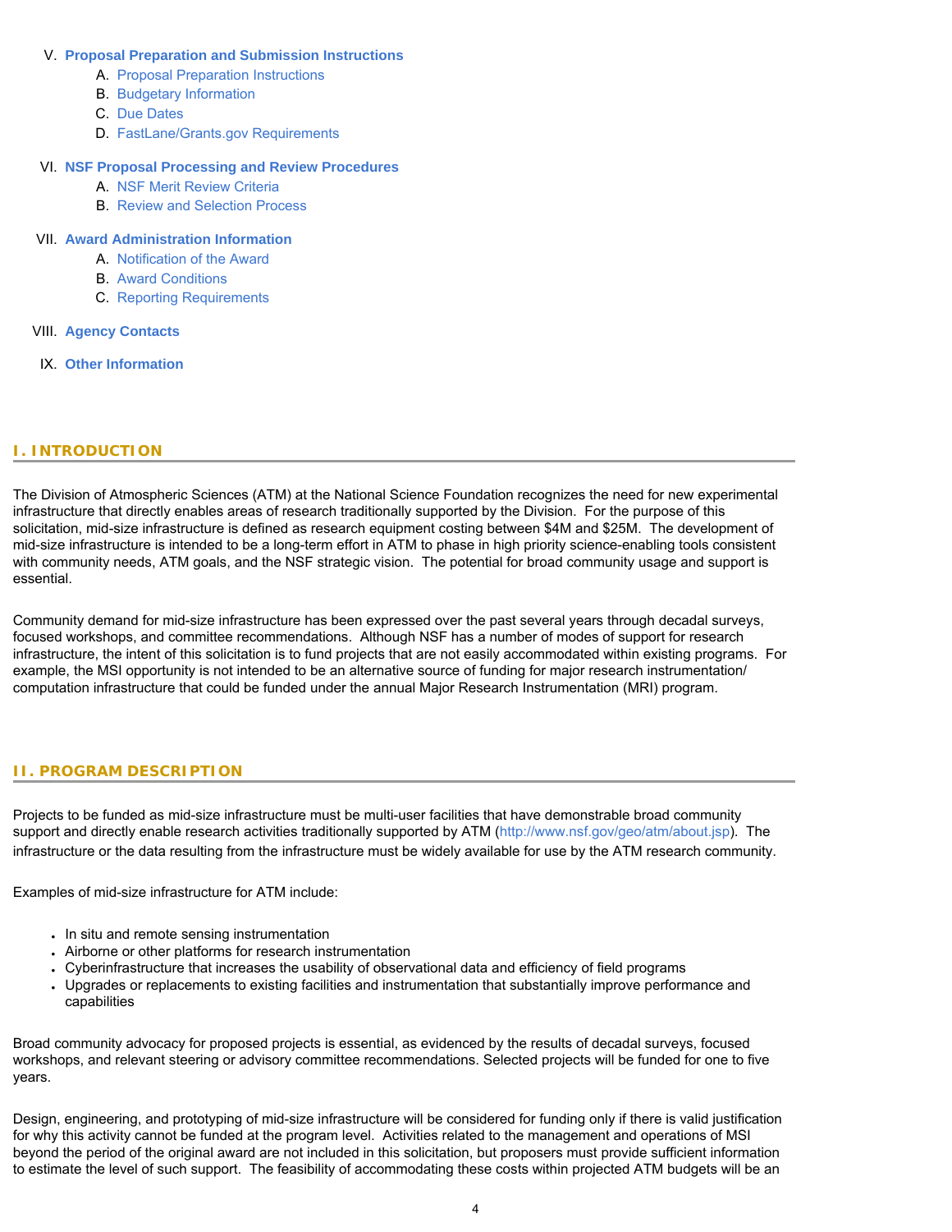V. **Proposal Preparation and Submission Instructions**
   A. Proposal Preparation Instructions
   B. Budgetary Information
   C. Due Dates
   D. FastLane/Grants.gov Requirements

VI. **NSF Proposal Processing and Review Procedures**
   A. NSF Merit Review Criteria
   B. Review and Selection Process

VII. **Award Administration Information**
   A. Notification of the Award
   B. Award Conditions
   C. Reporting Requirements

VIII. **Agency Contacts**

IX. **Other Information**

## I. INTRODUCTION

The Division of Atmospheric Sciences (ATM) at the National Science Foundation recognizes the need for new experimental infrastructure that directly enables areas of research traditionally supported by the Division. For the purpose of this solicitation, mid-size infrastructure is defined as research equipment costing between $4M and $25M. The development of mid-size infrastructure is intended to be a long-term effort in ATM to phase in high priority science-enabling tools consistent with community needs, ATM goals, and the NSF strategic vision. The potential for broad community usage and support is essential.

Community demand for mid-size infrastructure has been expressed over the past several years through decadal surveys, focused workshops, and committee recommendations. Although NSF has a number of modes of support for research infrastructure, the intent of this solicitation is to fund projects that are not easily accommodated within existing programs. For example, the MSI opportunity is not intended to be an alternative source of funding for major research instrumentation/ computation infrastructure that could be funded under the annual Major Research Instrumentation (MRI) program.

## II. PROGRAM DESCRIPTION

Projects to be funded as mid-size infrastructure must be multi-user facilities that have demonstrable broad community support and directly enable research activities traditionally supported by ATM (http://www.nsf.gov/geo/atm/about.jsp). The infrastructure or the data resulting from the infrastructure must be widely available for use by the ATM research community.

Examples of mid-size infrastructure for ATM include:

- In situ and remote sensing instrumentation
- Airborne or other platforms for research instrumentation
- Cyberinfrastructure that increases the usability of observational data and efficiency of field programs
- Upgrades or replacements to existing facilities and instrumentation that substantially improve performance and capabilities

Broad community advocacy for proposed projects is essential, as evidenced by the results of decadal surveys, focused workshops, and relevant steering or advisory committee recommendations. Selected projects will be funded for one to five years.

Design, engineering, and prototyping of mid-size infrastructure will be considered for funding only if there is valid justification for why this activity cannot be funded at the program level. Activities related to the management and operations of MSI beyond the period of the original award are not included in this solicitation, but proposers must provide sufficient information to estimate the level of such support. The feasibility of accommodating these costs within projected ATM budgets will be an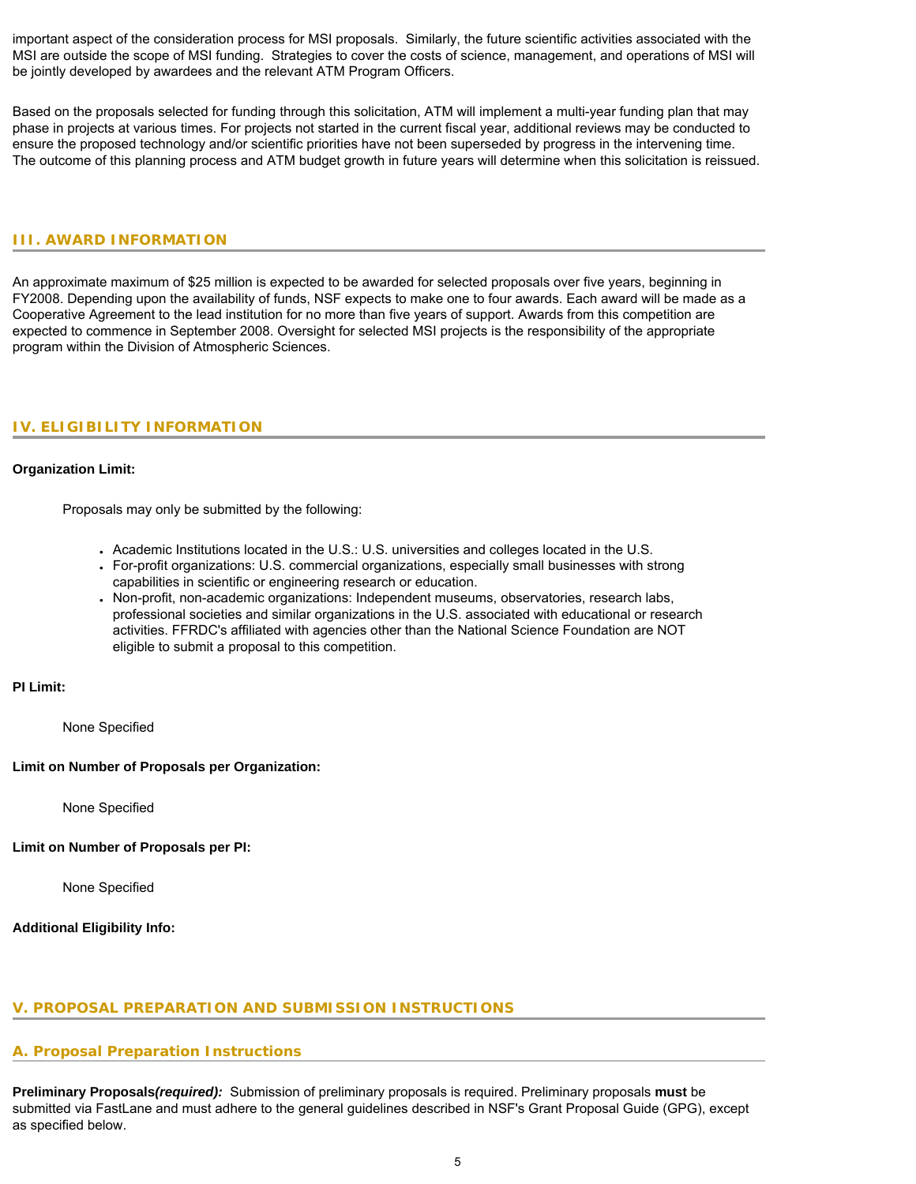important aspect of the consideration process for MSI proposals. Similarly, the future scientific activities associated with the MSI are outside the scope of MSI funding. Strategies to cover the costs of science, management, and operations of MSI will be jointly developed by awardees and the relevant ATM Program Officers.

Based on the proposals selected for funding through this solicitation, ATM will implement a multi-year funding plan that may phase in projects at various times. For projects not started in the current fiscal year, additional reviews may be conducted to ensure the proposed technology and/or scientific priorities have not been superseded by progress in the intervening time. The outcome of this planning process and ATM budget growth in future years will determine when this solicitation is reissued.

## III. AWARD INFORMATION

An approximate maximum of $25 million is expected to be awarded for selected proposals over five years, beginning in FY2008. Depending upon the availability of funds, NSF expects to make one to four awards. Each award will be made as a Cooperative Agreement to the lead institution for no more than five years of support. Awards from this competition are expected to commence in September 2008. Oversight for selected MSI projects is the responsibility of the appropriate program within the Division of Atmospheric Sciences.

## IV. ELIGIBILITY INFORMATION

**Organization Limit:**

Proposals may only be submitted by the following:

- Academic Institutions located in the U.S.: U.S. universities and colleges located in the U.S.
- For-profit organizations: U.S. commercial organizations, especially small businesses with strong capabilities in scientific or engineering research or education.
- Non-profit, non-academic organizations: Independent museums, observatories, research labs, professional societies and similar organizations in the U.S. associated with educational or research activities. FFRDC's affiliated with agencies other than the National Science Foundation are NOT eligible to submit a proposal to this competition.

**PI Limit:**

None Specified

**Limit on Number of Proposals per Organization:**

None Specified

**Limit on Number of Proposals per PI:**

None Specified

**Additional Eligibility Info:**

## V. PROPOSAL PREPARATION AND SUBMISSION INSTRUCTIONS

### A. Proposal Preparation Instructions

**Preliminary Proposals*(required):*** Submission of preliminary proposals is required. Preliminary proposals **must** be submitted via FastLane and must adhere to the general guidelines described in NSF's Grant Proposal Guide (GPG), except as specified below.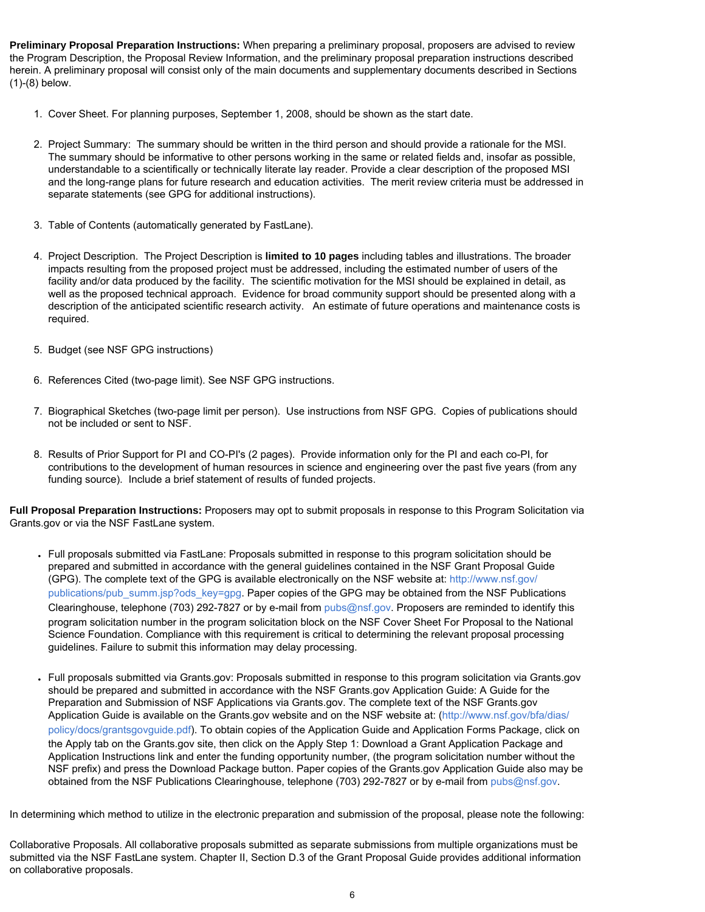**Preliminary Proposal Preparation Instructions:** When preparing a preliminary proposal, proposers are advised to review the Program Description, the Proposal Review Information, and the preliminary proposal preparation instructions described herein. A preliminary proposal will consist only of the main documents and supplementary documents described in Sections (1)-(8) below.

1. Cover Sheet. For planning purposes, September 1, 2008, should be shown as the start date.

2. Project Summary: The summary should be written in the third person and should provide a rationale for the MSI. The summary should be informative to other persons working in the same or related fields and, insofar as possible, understandable to a scientifically or technically literate lay reader. Provide a clear description of the proposed MSI and the long-range plans for future research and education activities. The merit review criteria must be addressed in separate statements (see GPG for additional instructions).

3. Table of Contents (automatically generated by FastLane).

4. Project Description. The Project Description is **limited to 10 pages** including tables and illustrations. The broader impacts resulting from the proposed project must be addressed, including the estimated number of users of the facility and/or data produced by the facility. The scientific motivation for the MSI should be explained in detail, as well as the proposed technical approach. Evidence for broad community support should be presented along with a description of the anticipated scientific research activity. An estimate of future operations and maintenance costs is required.

5. Budget (see NSF GPG instructions)

6. References Cited (two-page limit). See NSF GPG instructions.

7. Biographical Sketches (two-page limit per person). Use instructions from NSF GPG. Copies of publications should not be included or sent to NSF.

8. Results of Prior Support for PI and CO-PI's (2 pages). Provide information only for the PI and each co-PI, for contributions to the development of human resources in science and engineering over the past five years (from any funding source). Include a brief statement of results of funded projects.

**Full Proposal Preparation Instructions:** Proposers may opt to submit proposals in response to this Program Solicitation via Grants.gov or via the NSF FastLane system.

- Full proposals submitted via FastLane: Proposals submitted in response to this program solicitation should be prepared and submitted in accordance with the general guidelines contained in the NSF Grant Proposal Guide (GPG). The complete text of the GPG is available electronically on the NSF website at: http://www.nsf.gov/publications/pub_summ.jsp?ods_key=gpg. Paper copies of the GPG may be obtained from the NSF Publications Clearinghouse, telephone (703) 292-7827 or by e-mail from pubs@nsf.gov. Proposers are reminded to identify this program solicitation number in the program solicitation block on the NSF Cover Sheet For Proposal to the National Science Foundation. Compliance with this requirement is critical to determining the relevant proposal processing guidelines. Failure to submit this information may delay processing.

- Full proposals submitted via Grants.gov: Proposals submitted in response to this program solicitation via Grants.gov should be prepared and submitted in accordance with the NSF Grants.gov Application Guide: A Guide for the Preparation and Submission of NSF Applications via Grants.gov. The complete text of the NSF Grants.gov Application Guide is available on the Grants.gov website and on the NSF website at: (http://www.nsf.gov/bfa/dias/policy/docs/grantsgovguide.pdf). To obtain copies of the Application Guide and Application Forms Package, click on the Apply tab on the Grants.gov site, then click on the Apply Step 1: Download a Grant Application Package and Application Instructions link and enter the funding opportunity number, (the program solicitation number without the NSF prefix) and press the Download Package button. Paper copies of the Grants.gov Application Guide also may be obtained from the NSF Publications Clearinghouse, telephone (703) 292-7827 or by e-mail from pubs@nsf.gov.

In determining which method to utilize in the electronic preparation and submission of the proposal, please note the following:

Collaborative Proposals. All collaborative proposals submitted as separate submissions from multiple organizations must be submitted via the NSF FastLane system. Chapter II, Section D.3 of the Grant Proposal Guide provides additional information on collaborative proposals.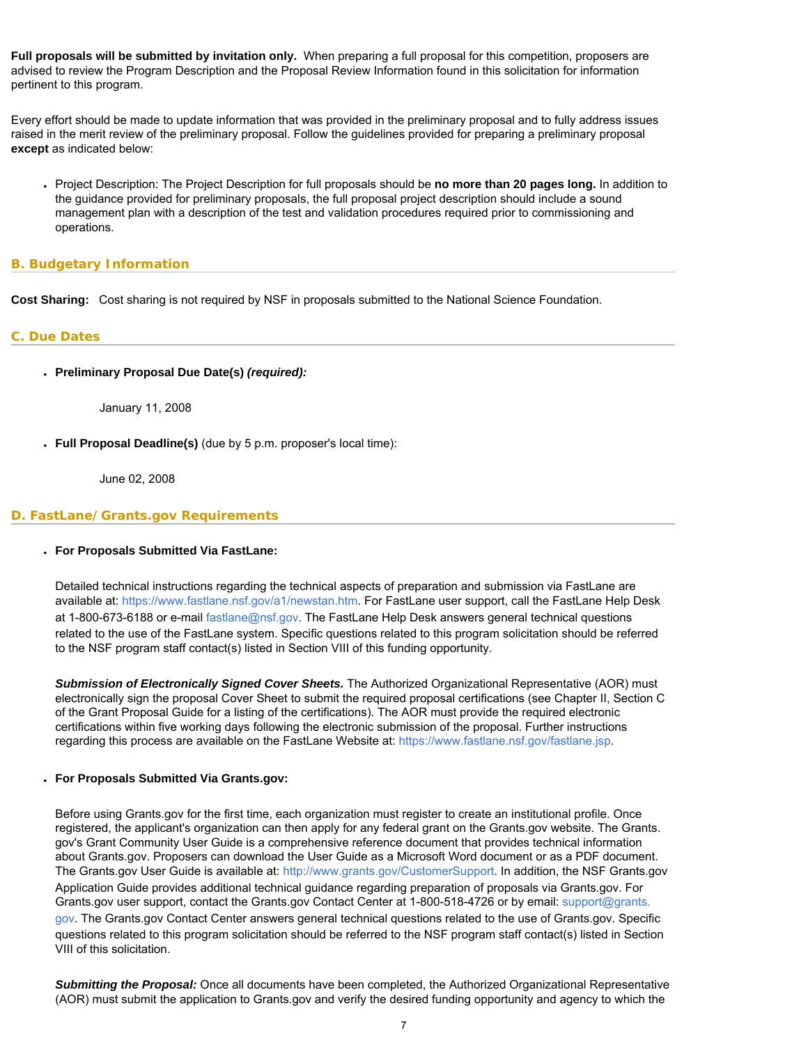**Full proposals will be submitted by invitation only.** When preparing a full proposal for this competition, proposers are advised to review the Program Description and the Proposal Review Information found in this solicitation for information pertinent to this program.

Every effort should be made to update information that was provided in the preliminary proposal and to fully address issues raised in the merit review of the preliminary proposal. Follow the guidelines provided for preparing a preliminary proposal **except** as indicated below:

- Project Description: The Project Description for full proposals should be **no more than 20 pages long.** In addition to the guidance provided for preliminary proposals, the full proposal project description should include a sound management plan with a description of the test and validation procedures required prior to commissioning and operations.

## B. Budgetary Information

**Cost Sharing:** Cost sharing is not required by NSF in proposals submitted to the National Science Foundation.

## C. Due Dates

- **Preliminary Proposal Due Date(s)** ***(required):***

  January 11, 2008

- **Full Proposal Deadline(s)** (due by 5 p.m. proposer's local time):

  June 02, 2008

## D. FastLane/Grants.gov Requirements

- **For Proposals Submitted Via FastLane:**

  Detailed technical instructions regarding the technical aspects of preparation and submission via FastLane are available at: https://www.fastlane.nsf.gov/a1/newstan.htm. For FastLane user support, call the FastLane Help Desk at 1-800-673-6188 or e-mail fastlane@nsf.gov. The FastLane Help Desk answers general technical questions related to the use of the FastLane system. Specific questions related to this program solicitation should be referred to the NSF program staff contact(s) listed in Section VIII of this funding opportunity.

  ***Submission of Electronically Signed Cover Sheets.*** The Authorized Organizational Representative (AOR) must electronically sign the proposal Cover Sheet to submit the required proposal certifications (see Chapter II, Section C of the Grant Proposal Guide for a listing of the certifications). The AOR must provide the required electronic certifications within five working days following the electronic submission of the proposal. Further instructions regarding this process are available on the FastLane Website at: https://www.fastlane.nsf.gov/fastlane.jsp.

- **For Proposals Submitted Via Grants.gov:**

  Before using Grants.gov for the first time, each organization must register to create an institutional profile. Once registered, the applicant's organization can then apply for any federal grant on the Grants.gov website. The Grants.gov's Grant Community User Guide is a comprehensive reference document that provides technical information about Grants.gov. Proposers can download the User Guide as a Microsoft Word document or as a PDF document. The Grants.gov User Guide is available at: http://www.grants.gov/CustomerSupport. In addition, the NSF Grants.gov Application Guide provides additional technical guidance regarding preparation of proposals via Grants.gov. For Grants.gov user support, contact the Grants.gov Contact Center at 1-800-518-4726 or by email: support@grants.gov. The Grants.gov Contact Center answers general technical questions related to the use of Grants.gov. Specific questions related to this program solicitation should be referred to the NSF program staff contact(s) listed in Section VIII of this solicitation.

  ***Submitting the Proposal:*** Once all documents have been completed, the Authorized Organizational Representative (AOR) must submit the application to Grants.gov and verify the desired funding opportunity and agency to which the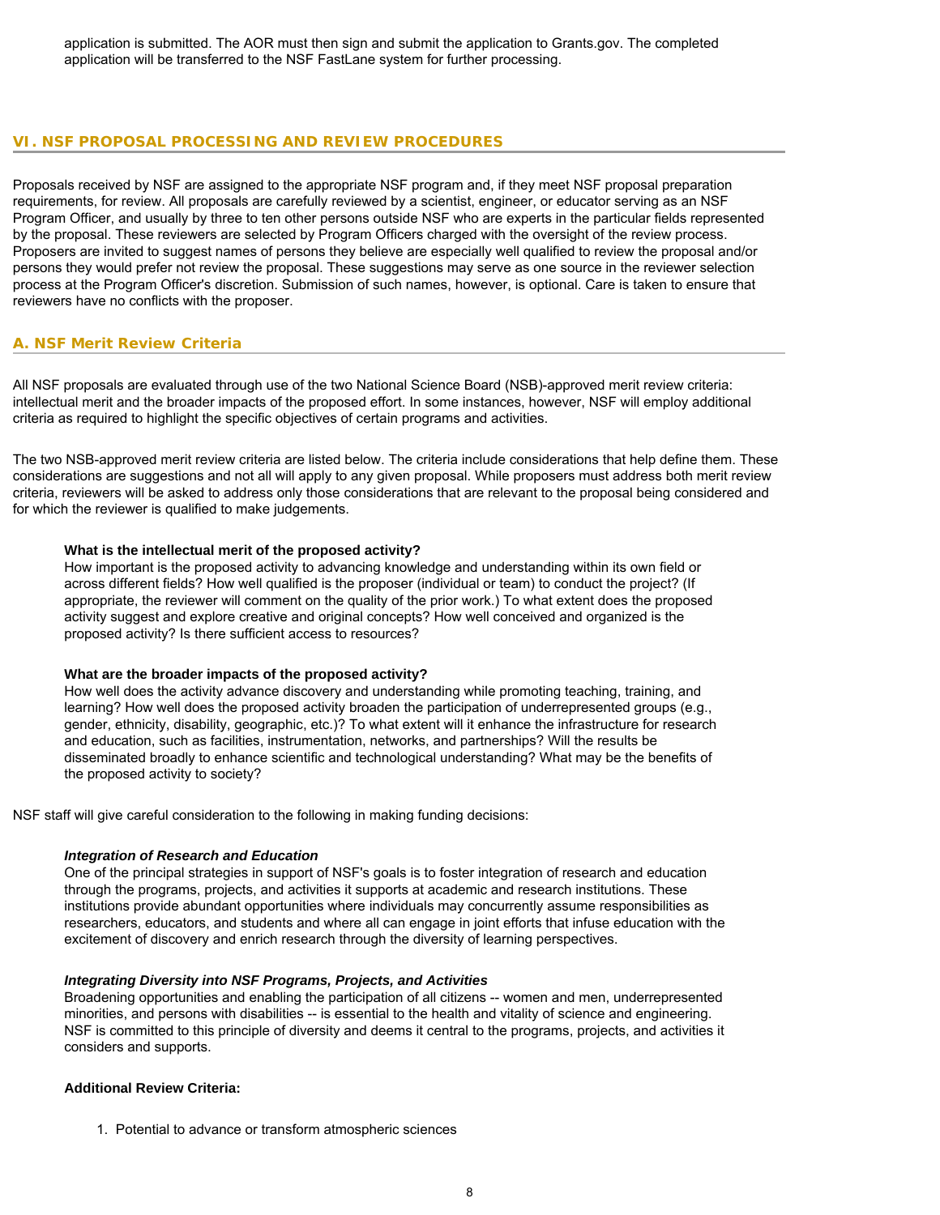application is submitted. The AOR must then sign and submit the application to Grants.gov. The completed application will be transferred to the NSF FastLane system for further processing.

## VI. NSF PROPOSAL PROCESSING AND REVIEW PROCEDURES

Proposals received by NSF are assigned to the appropriate NSF program and, if they meet NSF proposal preparation requirements, for review. All proposals are carefully reviewed by a scientist, engineer, or educator serving as an NSF Program Officer, and usually by three to ten other persons outside NSF who are experts in the particular fields represented by the proposal. These reviewers are selected by Program Officers charged with the oversight of the review process. Proposers are invited to suggest names of persons they believe are especially well qualified to review the proposal and/or persons they would prefer not review the proposal. These suggestions may serve as one source in the reviewer selection process at the Program Officer's discretion. Submission of such names, however, is optional. Care is taken to ensure that reviewers have no conflicts with the proposer.

### A. NSF Merit Review Criteria

All NSF proposals are evaluated through use of the two National Science Board (NSB)-approved merit review criteria: intellectual merit and the broader impacts of the proposed effort. In some instances, however, NSF will employ additional criteria as required to highlight the specific objectives of certain programs and activities.

The two NSB-approved merit review criteria are listed below. The criteria include considerations that help define them. These considerations are suggestions and not all will apply to any given proposal. While proposers must address both merit review criteria, reviewers will be asked to address only those considerations that are relevant to the proposal being considered and for which the reviewer is qualified to make judgements.

**What is the intellectual merit of the proposed activity?**
How important is the proposed activity to advancing knowledge and understanding within its own field or across different fields? How well qualified is the proposer (individual or team) to conduct the project? (If appropriate, the reviewer will comment on the quality of the prior work.) To what extent does the proposed activity suggest and explore creative and original concepts? How well conceived and organized is the proposed activity? Is there sufficient access to resources?

**What are the broader impacts of the proposed activity?**
How well does the activity advance discovery and understanding while promoting teaching, training, and learning? How well does the proposed activity broaden the participation of underrepresented groups (e.g., gender, ethnicity, disability, geographic, etc.)? To what extent will it enhance the infrastructure for research and education, such as facilities, instrumentation, networks, and partnerships? Will the results be disseminated broadly to enhance scientific and technological understanding? What may be the benefits of the proposed activity to society?

NSF staff will give careful consideration to the following in making funding decisions:

***Integration of Research and Education***
One of the principal strategies in support of NSF's goals is to foster integration of research and education through the programs, projects, and activities it supports at academic and research institutions. These institutions provide abundant opportunities where individuals may concurrently assume responsibilities as researchers, educators, and students and where all can engage in joint efforts that infuse education with the excitement of discovery and enrich research through the diversity of learning perspectives.

***Integrating Diversity into NSF Programs, Projects, and Activities***
Broadening opportunities and enabling the participation of all citizens -- women and men, underrepresented minorities, and persons with disabilities -- is essential to the health and vitality of science and engineering. NSF is committed to this principle of diversity and deems it central to the programs, projects, and activities it considers and supports.

**Additional Review Criteria:**

1. Potential to advance or transform atmospheric sciences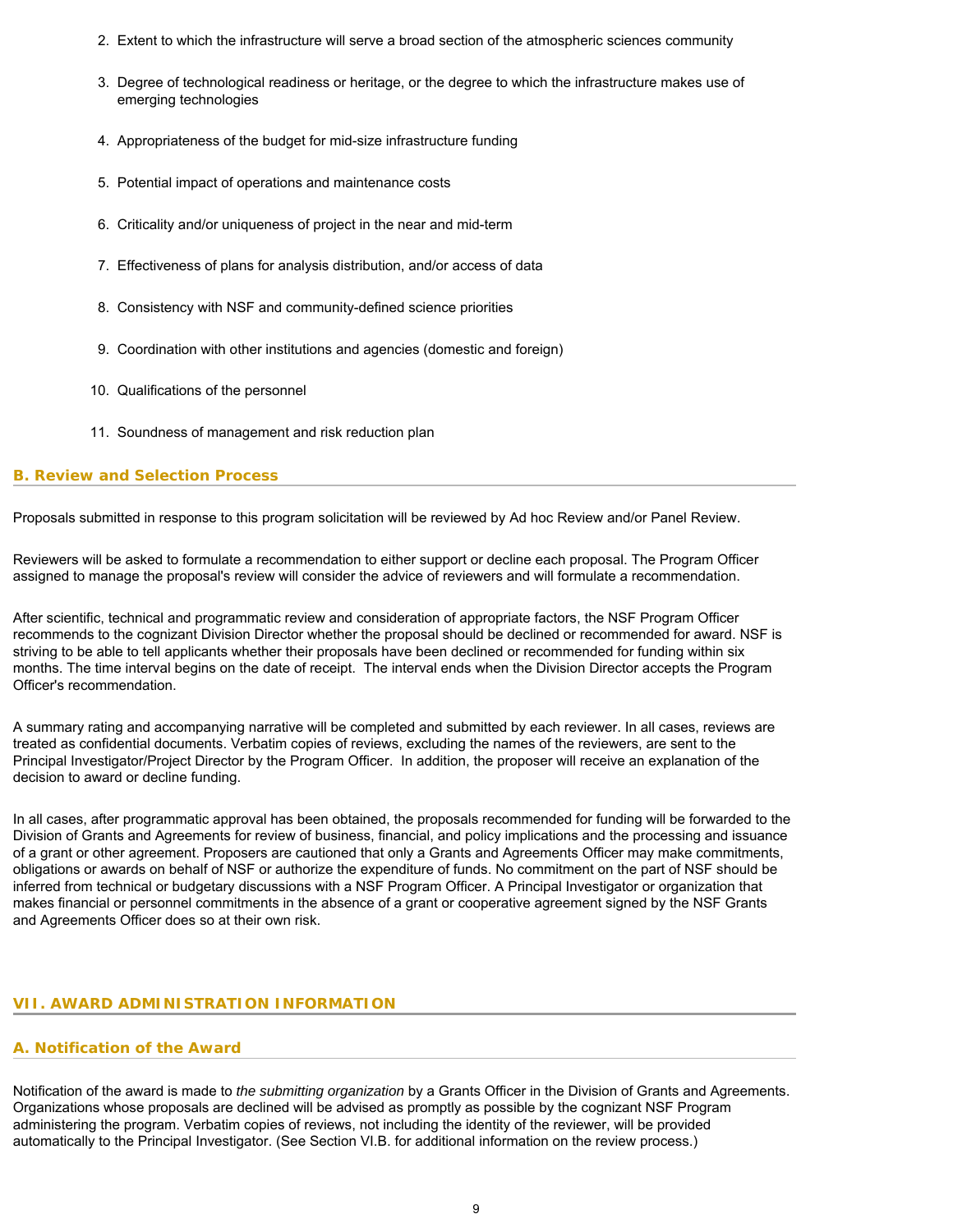2. Extent to which the infrastructure will serve a broad section of the atmospheric sciences community
3. Degree of technological readiness or heritage, or the degree to which the infrastructure makes use of emerging technologies
4. Appropriateness of the budget for mid-size infrastructure funding
5. Potential impact of operations and maintenance costs
6. Criticality and/or uniqueness of project in the near and mid-term
7. Effectiveness of plans for analysis distribution, and/or access of data
8. Consistency with NSF and community-defined science priorities
9. Coordination with other institutions and agencies (domestic and foreign)
10. Qualifications of the personnel
11. Soundness of management and risk reduction plan

### B. Review and Selection Process

Proposals submitted in response to this program solicitation will be reviewed by Ad hoc Review and/or Panel Review.

Reviewers will be asked to formulate a recommendation to either support or decline each proposal. The Program Officer assigned to manage the proposal's review will consider the advice of reviewers and will formulate a recommendation.

After scientific, technical and programmatic review and consideration of appropriate factors, the NSF Program Officer recommends to the cognizant Division Director whether the proposal should be declined or recommended for award. NSF is striving to be able to tell applicants whether their proposals have been declined or recommended for funding within six months. The time interval begins on the date of receipt. The interval ends when the Division Director accepts the Program Officer's recommendation.

A summary rating and accompanying narrative will be completed and submitted by each reviewer. In all cases, reviews are treated as confidential documents. Verbatim copies of reviews, excluding the names of the reviewers, are sent to the Principal Investigator/Project Director by the Program Officer. In addition, the proposer will receive an explanation of the decision to award or decline funding.

In all cases, after programmatic approval has been obtained, the proposals recommended for funding will be forwarded to the Division of Grants and Agreements for review of business, financial, and policy implications and the processing and issuance of a grant or other agreement. Proposers are cautioned that only a Grants and Agreements Officer may make commitments, obligations or awards on behalf of NSF or authorize the expenditure of funds. No commitment on the part of NSF should be inferred from technical or budgetary discussions with a NSF Program Officer. A Principal Investigator or organization that makes financial or personnel commitments in the absence of a grant or cooperative agreement signed by the NSF Grants and Agreements Officer does so at their own risk.

## VII. AWARD ADMINISTRATION INFORMATION

### A. Notification of the Award

Notification of the award is made to *the submitting organization* by a Grants Officer in the Division of Grants and Agreements. Organizations whose proposals are declined will be advised as promptly as possible by the cognizant NSF Program administering the program. Verbatim copies of reviews, not including the identity of the reviewer, will be provided automatically to the Principal Investigator. (See Section VI.B. for additional information on the review process.)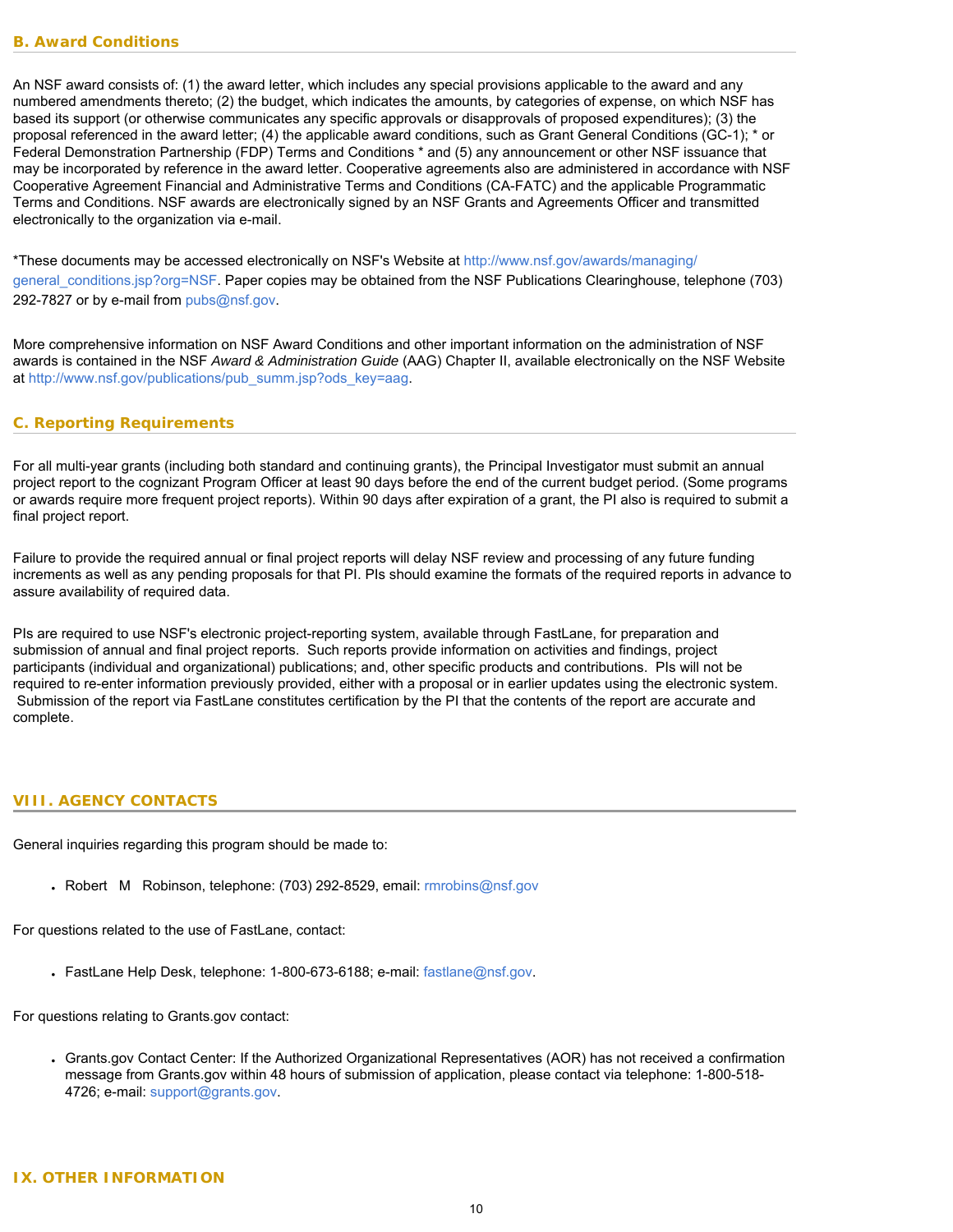### B. Award Conditions

An NSF award consists of: (1) the award letter, which includes any special provisions applicable to the award and any numbered amendments thereto; (2) the budget, which indicates the amounts, by categories of expense, on which NSF has based its support (or otherwise communicates any specific approvals or disapprovals of proposed expenditures); (3) the proposal referenced in the award letter; (4) the applicable award conditions, such as Grant General Conditions (GC-1); * or Federal Demonstration Partnership (FDP) Terms and Conditions * and (5) any announcement or other NSF issuance that may be incorporated by reference in the award letter. Cooperative agreements also are administered in accordance with NSF Cooperative Agreement Financial and Administrative Terms and Conditions (CA-FATC) and the applicable Programmatic Terms and Conditions. NSF awards are electronically signed by an NSF Grants and Agreements Officer and transmitted electronically to the organization via e-mail.

*These documents may be accessed electronically on NSF's Website at http://www.nsf.gov/awards/managing/general_conditions.jsp?org=NSF. Paper copies may be obtained from the NSF Publications Clearinghouse, telephone (703) 292-7827 or by e-mail from pubs@nsf.gov.

More comprehensive information on NSF Award Conditions and other important information on the administration of NSF awards is contained in the NSF *Award & Administration Guide* (AAG) Chapter II, available electronically on the NSF Website at http://www.nsf.gov/publications/pub_summ.jsp?ods_key=aag.

### C. Reporting Requirements

For all multi-year grants (including both standard and continuing grants), the Principal Investigator must submit an annual project report to the cognizant Program Officer at least 90 days before the end of the current budget period. (Some programs or awards require more frequent project reports). Within 90 days after expiration of a grant, the PI also is required to submit a final project report.

Failure to provide the required annual or final project reports will delay NSF review and processing of any future funding increments as well as any pending proposals for that PI. PIs should examine the formats of the required reports in advance to assure availability of required data.

PIs are required to use NSF's electronic project-reporting system, available through FastLane, for preparation and submission of annual and final project reports. Such reports provide information on activities and findings, project participants (individual and organizational) publications; and, other specific products and contributions. PIs will not be required to re-enter information previously provided, either with a proposal or in earlier updates using the electronic system. Submission of the report via FastLane constitutes certification by the PI that the contents of the report are accurate and complete.

## VIII. AGENCY CONTACTS

General inquiries regarding this program should be made to:

- Robert M Robinson, telephone: (703) 292-8529, email: rmrobins@nsf.gov

For questions related to the use of FastLane, contact:

- FastLane Help Desk, telephone: 1-800-673-6188; e-mail: fastlane@nsf.gov.

For questions relating to Grants.gov contact:

- Grants.gov Contact Center: If the Authorized Organizational Representatives (AOR) has not received a confirmation message from Grants.gov within 48 hours of submission of application, please contact via telephone: 1-800-518-4726; e-mail: support@grants.gov.

## IX. OTHER INFORMATION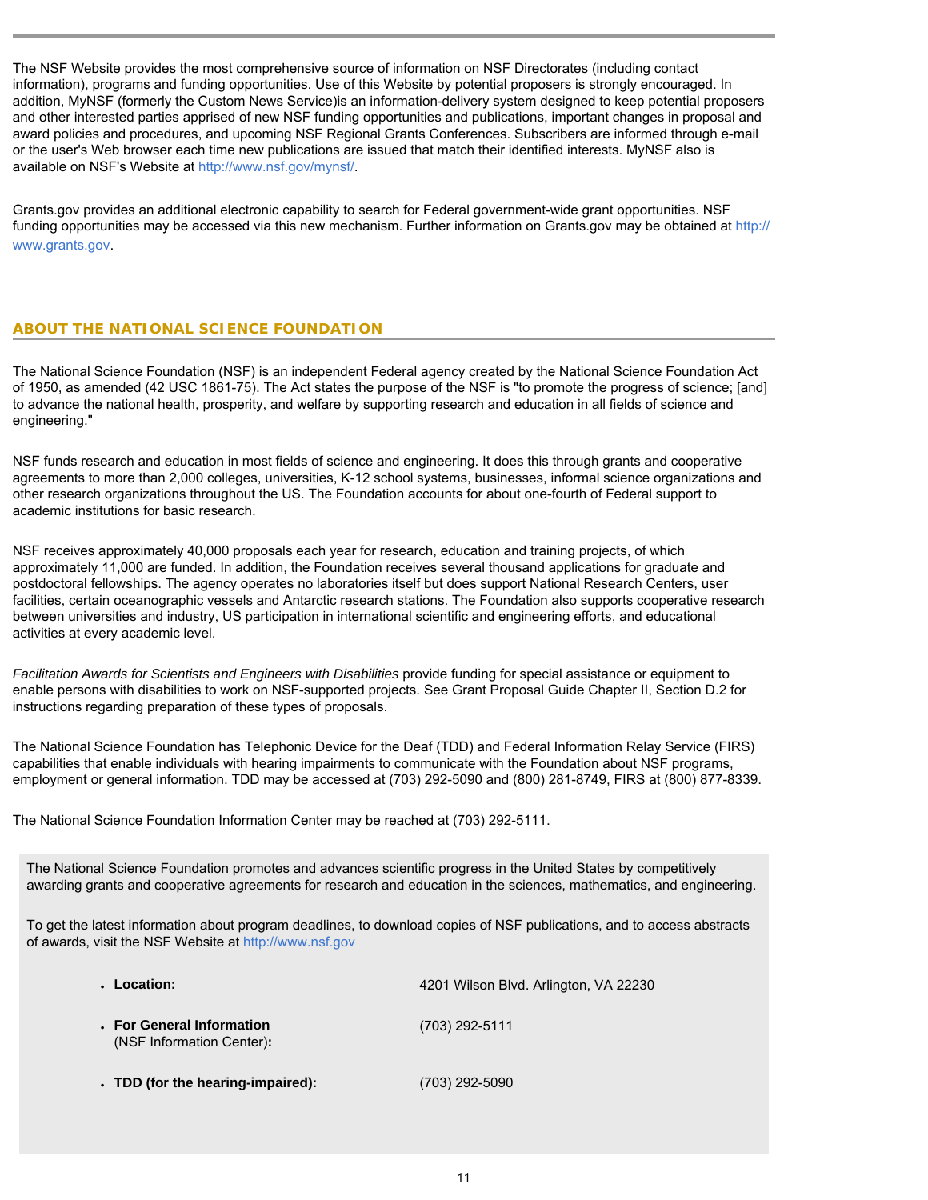The NSF Website provides the most comprehensive source of information on NSF Directorates (including contact information), programs and funding opportunities. Use of this Website by potential proposers is strongly encouraged. In addition, MyNSF (formerly the Custom News Service)is an information-delivery system designed to keep potential proposers and other interested parties apprised of new NSF funding opportunities and publications, important changes in proposal and award policies and procedures, and upcoming NSF Regional Grants Conferences. Subscribers are informed through e-mail or the user's Web browser each time new publications are issued that match their identified interests. MyNSF also is available on NSF's Website at http://www.nsf.gov/mynsf/.

Grants.gov provides an additional electronic capability to search for Federal government-wide grant opportunities. NSF funding opportunities may be accessed via this new mechanism. Further information on Grants.gov may be obtained at http://www.grants.gov.

## ABOUT THE NATIONAL SCIENCE FOUNDATION

The National Science Foundation (NSF) is an independent Federal agency created by the National Science Foundation Act of 1950, as amended (42 USC 1861-75). The Act states the purpose of the NSF is "to promote the progress of science; [and] to advance the national health, prosperity, and welfare by supporting research and education in all fields of science and engineering."

NSF funds research and education in most fields of science and engineering. It does this through grants and cooperative agreements to more than 2,000 colleges, universities, K-12 school systems, businesses, informal science organizations and other research organizations throughout the US. The Foundation accounts for about one-fourth of Federal support to academic institutions for basic research.

NSF receives approximately 40,000 proposals each year for research, education and training projects, of which approximately 11,000 are funded. In addition, the Foundation receives several thousand applications for graduate and postdoctoral fellowships. The agency operates no laboratories itself but does support National Research Centers, user facilities, certain oceanographic vessels and Antarctic research stations. The Foundation also supports cooperative research between universities and industry, US participation in international scientific and engineering efforts, and educational activities at every academic level.

*Facilitation Awards for Scientists and Engineers with Disabilities* provide funding for special assistance or equipment to enable persons with disabilities to work on NSF-supported projects. See Grant Proposal Guide Chapter II, Section D.2 for instructions regarding preparation of these types of proposals.

The National Science Foundation has Telephonic Device for the Deaf (TDD) and Federal Information Relay Service (FIRS) capabilities that enable individuals with hearing impairments to communicate with the Foundation about NSF programs, employment or general information. TDD may be accessed at (703) 292-5090 and (800) 281-8749, FIRS at (800) 877-8339.

The National Science Foundation Information Center may be reached at (703) 292-5111.

The National Science Foundation promotes and advances scientific progress in the United States by competitively awarding grants and cooperative agreements for research and education in the sciences, mathematics, and engineering.

To get the latest information about program deadlines, to download copies of NSF publications, and to access abstracts of awards, visit the NSF Website at http://www.nsf.gov

- **Location:** 4201 Wilson Blvd. Arlington, VA 22230
- **For General Information** (NSF Information Center)**:** (703) 292-5111
- **TDD (for the hearing-impaired):** (703) 292-5090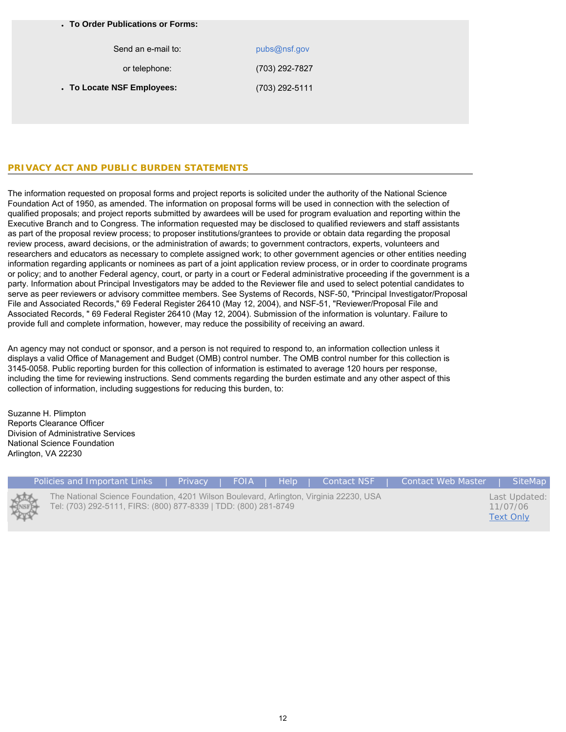- **To Order Publications or Forms:**

| | |
|---|---|
| Send an e-mail to: | pubs@nsf.gov |
| or telephone: | (703) 292-7827 |

- **To Locate NSF Employees:** (703) 292-5111

## PRIVACY ACT AND PUBLIC BURDEN STATEMENTS

The information requested on proposal forms and project reports is solicited under the authority of the National Science Foundation Act of 1950, as amended. The information on proposal forms will be used in connection with the selection of qualified proposals; and project reports submitted by awardees will be used for program evaluation and reporting within the Executive Branch and to Congress. The information requested may be disclosed to qualified reviewers and staff assistants as part of the proposal review process; to proposer institutions/grantees to provide or obtain data regarding the proposal review process, award decisions, or the administration of awards; to government contractors, experts, volunteers and researchers and educators as necessary to complete assigned work; to other government agencies or other entities needing information regarding applicants or nominees as part of a joint application review process, or in order to coordinate programs or policy; and to another Federal agency, court, or party in a court or Federal administrative proceeding if the government is a party. Information about Principal Investigators may be added to the Reviewer file and used to select potential candidates to serve as peer reviewers or advisory committee members. See Systems of Records, NSF-50, "Principal Investigator/Proposal File and Associated Records," 69 Federal Register 26410 (May 12, 2004), and NSF-51, "Reviewer/Proposal File and Associated Records, " 69 Federal Register 26410 (May 12, 2004). Submission of the information is voluntary. Failure to provide full and complete information, however, may reduce the possibility of receiving an award.

An agency may not conduct or sponsor, and a person is not required to respond to, an information collection unless it displays a valid Office of Management and Budget (OMB) control number. The OMB control number for this collection is 3145-0058. Public reporting burden for this collection of information is estimated to average 120 hours per response, including the time for reviewing instructions. Send comments regarding the burden estimate and any other aspect of this collection of information, including suggestions for reducing this burden, to:

Suzanne H. Plimpton
Reports Clearance Officer
Division of Administrative Services
National Science Foundation
Arlington, VA 22230

Policies and Important Links | Privacy | FOIA | Help | Contact NSF | Contact Web Master | SiteMap

The National Science Foundation, 4201 Wilson Boulevard, Arlington, Virginia 22230, USA
Tel: (703) 292-5111, FIRS: (800) 877-8339 | TDD: (800) 281-8749

Last Updated: 11/07/06
Text Only